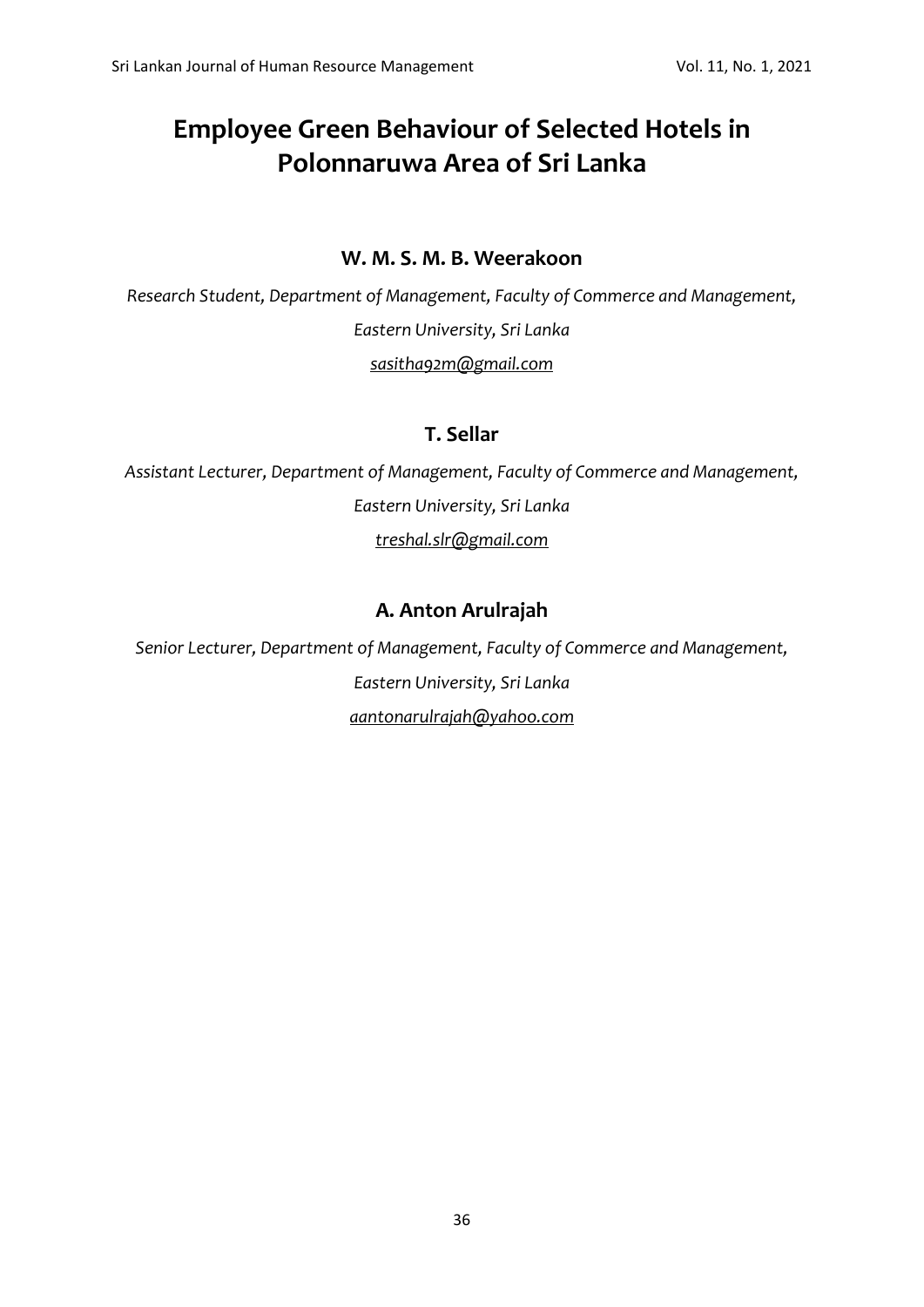# Employee Green Behaviour of Selected Hotels in Polonnaruwa Area of Sri Lanka

**W. M. S. M. B. Weerakoon**

*Research Student, Department of Management, Faculty of Commerce and Management, Eastern University, Sri Lanka*

*sasitha92m@gmail.com*

**T. Sellar**

*Assistant Lecturer, Department of Management, Faculty of Commerce and Management, Eastern University, Sri Lanka*

*treshal.slr@gmail.com*

**A. Anton Arulrajah**

*Senior Lecturer, Department of Management, Faculty of Commerce and Management, Eastern University, Sri Lanka*

*aantonarulrajah@yahoo.com*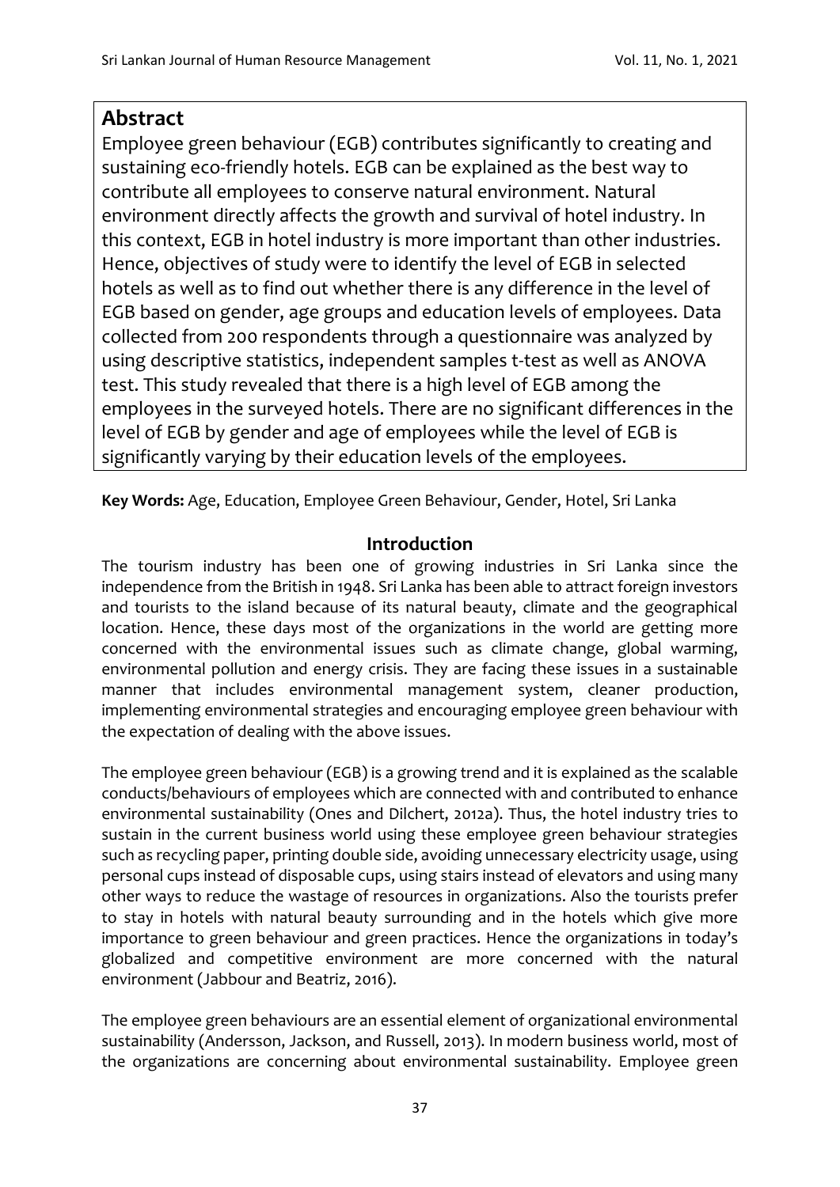## Abstract

Employee green behaviour (EGB) contributes significantly to creating and sustaining eco-friendly hotels. EGB can be explained as the best way to contribute all employees to conserve natural environment. Natural environment directly affects the growth and survival of hotel industry. In this context, EGB in hotel industry is more important than other industries. Hence, objectives of study were to identify the level of EGB in selected hotels as well as to find out whether there is any difference in the level of EGB based on gender, age groups and education levels of employees. Data collected from 200 respondents through a questionnaire was analyzed by using descriptive statistics, independent samples t-test as well as ANOVA test. This study revealed that there is a high level of EGB among the employees in the surveyed hotels. There are no significant differences in the level of EGB by gender and age of employees while the level of EGB is significantly varying by their education levels of the employees.

**Key Words:** Age, Education, Employee Green Behaviour, Gender, Hotel, Sri Lanka

## Introduction

The tourism industry has been one of growing industries in Sri Lanka since the independence from the British in 1948. Sri Lanka has been able to attract foreign investors and tourists to the island because of its natural beauty, climate and the geographical location. Hence, these days most of the organizations in the world are getting more concerned with the environmental issues such as climate change, global warming, environmental pollution and energy crisis. They are facing these issues in a sustainable manner that includes environmental management system, cleaner production, implementing environmental strategies and encouraging employee green behaviour with the expectation of dealing with the above issues.

The employee green behaviour (EGB) is a growing trend and it is explained as the scalable conducts/behaviours of employees which are connected with and contributed to enhance environmental sustainability (Ones and Dilchert, 2012a). Thus, the hotel industry tries to sustain in the current business world using these employee green behaviour strategies such as recycling paper, printing double side, avoiding unnecessary electricity usage, using personal cups instead of disposable cups, using stairs instead of elevators and using many other ways to reduce the wastage of resources in organizations. Also the tourists prefer to stay in hotels with natural beauty surrounding and in the hotels which give more importance to green behaviour and green practices. Hence the organizations in today's globalized and competitive environment are more concerned with the natural environment (Jabbour and Beatriz, 2016).

The employee green behaviours are an essential element of organizational environmental sustainability (Andersson, Jackson, and Russell, 2013). In modern business world, most of the organizations are concerning about environmental sustainability. Employee green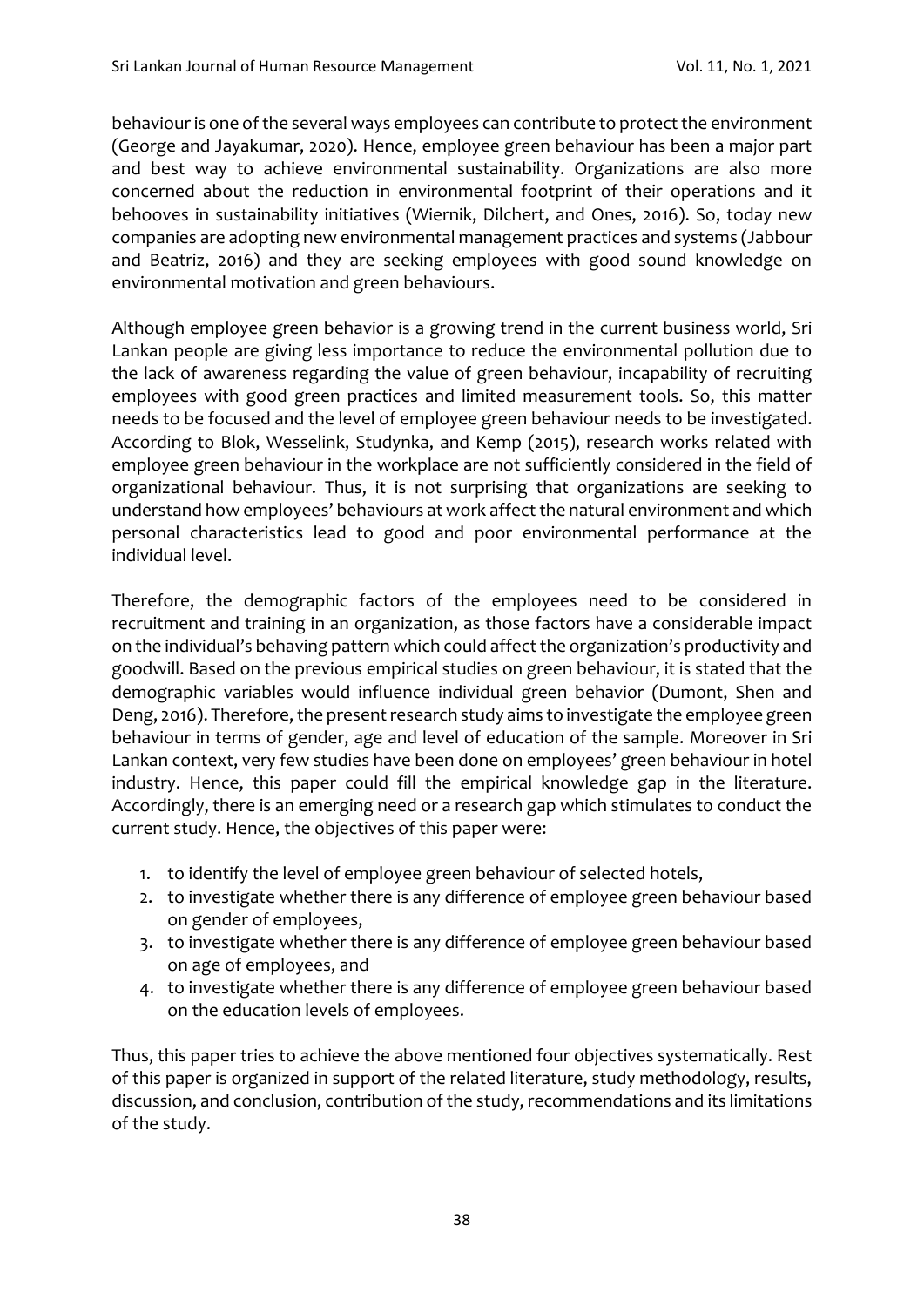behaviour is one of the several ways employees can contribute to protect the environment (George and Jayakumar, 2020). Hence, employee green behaviour has been a major part and best way to achieve environmental sustainability. Organizations are also more concerned about the reduction in environmental footprint of their operations and it behooves in sustainability initiatives (Wiernik, Dilchert, and Ones, 2016). So, today new companies are adopting new environmental management practices and systems (Jabbour and Beatriz, 2016) and they are seeking employees with good sound knowledge on environmental motivation and green behaviours.

Although employee green behavior is a growing trend in the current business world, Sri Lankan people are giving less importance to reduce the environmental pollution due to the lack of awareness regarding the value of green behaviour, incapability of recruiting employees with good green practices and limited measurement tools. So, this matter needs to be focused and the level of employee green behaviour needs to be investigated. According to Blok, Wesselink, Studynka, and Kemp (2015), research works related with employee green behaviour in the workplace are not sufficiently considered in the field of organizational behaviour. Thus, it is not surprising that organizations are seeking to understand how employees' behaviours at work affect the natural environment and which personal characteristics lead to good and poor environmental performance at the individual level.

Therefore, the demographic factors of the employees need to be considered in recruitment and training in an organization, as those factors have a considerable impact on the individual's behaving pattern which could affect the organization's productivity and goodwill. Based on the previous empirical studies on green behaviour, it is stated that the demographic variables would influence individual green behavior (Dumont, Shen and Deng, 2016). Therefore, the present research study aims to investigate the employee green behaviour in terms of gender, age and level of education of the sample. Moreover in Sri Lankan context, very few studies have been done on employees' green behaviour in hotel industry. Hence, this paper could fill the empirical knowledge gap in the literature. Accordingly, there is an emerging need or a research gap which stimulates to conduct the current study. Hence, the objectives of this paper were:

1. to identify the level of employee green behaviour of selected hotels,
2. to investigate whether there is any difference of employee green behaviour based on gender of employees,
3. to investigate whether there is any difference of employee green behaviour based on age of employees, and
4. to investigate whether there is any difference of employee green behaviour based on the education levels of employees.

Thus, this paper tries to achieve the above mentioned four objectives systematically. Rest of this paper is organized in support of the related literature, study methodology, results, discussion, and conclusion, contribution of the study, recommendations and its limitations of the study.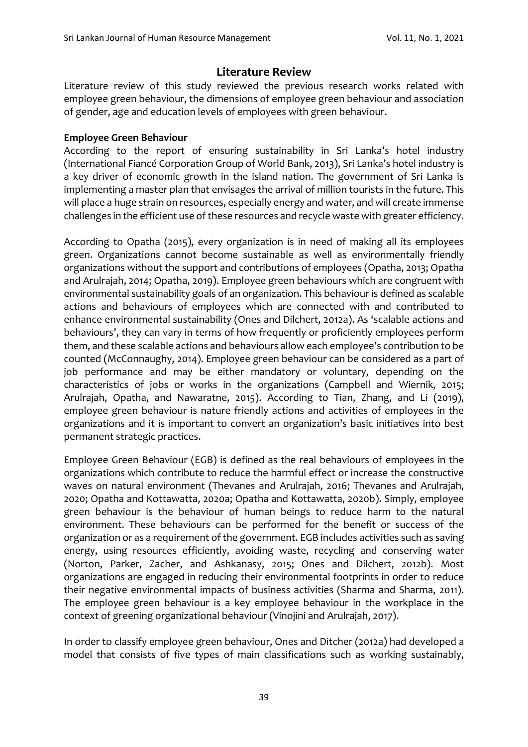## Literature Review

Literature review of this study reviewed the previous research works related with employee green behaviour, the dimensions of employee green behaviour and association of gender, age and education levels of employees with green behaviour.

### Employee Green Behaviour

According to the report of ensuring sustainability in Sri Lanka's hotel industry (International Fiancé Corporation Group of World Bank, 2013), Sri Lanka's hotel industry is a key driver of economic growth in the island nation. The government of Sri Lanka is implementing a master plan that envisages the arrival of million tourists in the future. This will place a huge strain on resources, especially energy and water, and will create immense challenges in the efficient use of these resources and recycle waste with greater efficiency.

According to Opatha (2015), every organization is in need of making all its employees green. Organizations cannot become sustainable as well as environmentally friendly organizations without the support and contributions of employees (Opatha, 2013; Opatha and Arulrajah, 2014; Opatha, 2019). Employee green behaviours which are congruent with environmental sustainability goals of an organization. This behaviour is defined as scalable actions and behaviours of employees which are connected with and contributed to enhance environmental sustainability (Ones and Dilchert, 2012a). As 'scalable actions and behaviours', they can vary in terms of how frequently or proficiently employees perform them, and these scalable actions and behaviours allow each employee's contribution to be counted (McConnaughy, 2014). Employee green behaviour can be considered as a part of job performance and may be either mandatory or voluntary, depending on the characteristics of jobs or works in the organizations (Campbell and Wiernik, 2015; Arulrajah, Opatha, and Nawaratne, 2015). According to Tian, Zhang, and Li (2019), employee green behaviour is nature friendly actions and activities of employees in the organizations and it is important to convert an organization's basic initiatives into best permanent strategic practices.

Employee Green Behaviour (EGB) is defined as the real behaviours of employees in the organizations which contribute to reduce the harmful effect or increase the constructive waves on natural environment (Thevanes and Arulrajah, 2016; Thevanes and Arulrajah, 2020; Opatha and Kottawatta, 2020a; Opatha and Kottawatta, 2020b). Simply, employee green behaviour is the behaviour of human beings to reduce harm to the natural environment. These behaviours can be performed for the benefit or success of the organization or as a requirement of the government. EGB includes activities such as saving energy, using resources efficiently, avoiding waste, recycling and conserving water (Norton, Parker, Zacher, and Ashkanasy, 2015; Ones and Dilchert, 2012b). Most organizations are engaged in reducing their environmental footprints in order to reduce their negative environmental impacts of business activities (Sharma and Sharma, 2011). The employee green behaviour is a key employee behaviour in the workplace in the context of greening organizational behaviour (Vinojini and Arulrajah, 2017).

In order to classify employee green behaviour, Ones and Ditcher (2012a) had developed a model that consists of five types of main classifications such as working sustainably,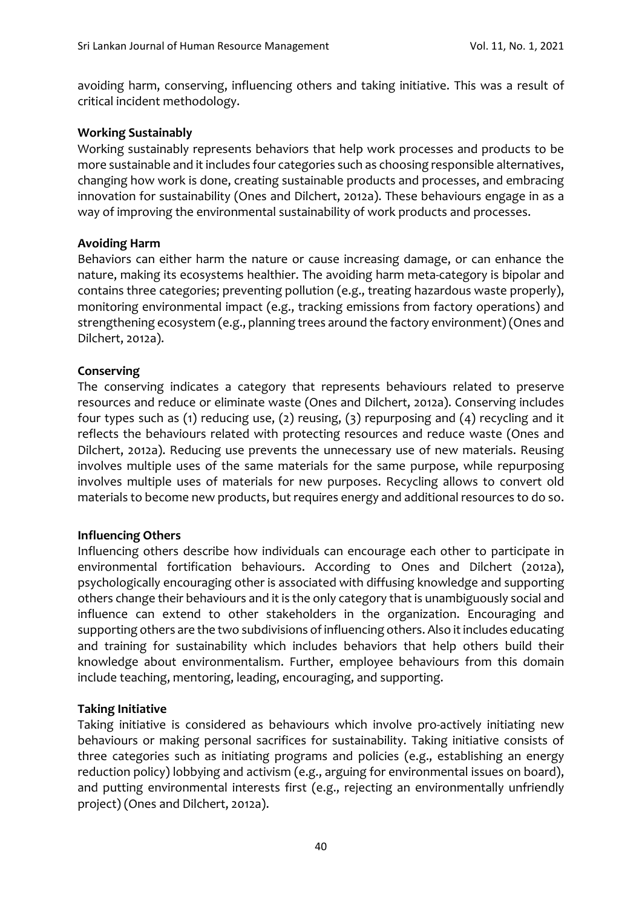avoiding harm, conserving, influencing others and taking initiative. This was a result of critical incident methodology.

**Working Sustainably**

Working sustainably represents behaviors that help work processes and products to be more sustainable and it includes four categories such as choosing responsible alternatives, changing how work is done, creating sustainable products and processes, and embracing innovation for sustainability (Ones and Dilchert, 2012a). These behaviours engage in as a way of improving the environmental sustainability of work products and processes.

**Avoiding Harm**

Behaviors can either harm the nature or cause increasing damage, or can enhance the nature, making its ecosystems healthier. The avoiding harm meta-category is bipolar and contains three categories; preventing pollution (e.g., treating hazardous waste properly), monitoring environmental impact (e.g., tracking emissions from factory operations) and strengthening ecosystem (e.g., planning trees around the factory environment) (Ones and Dilchert, 2012a).

**Conserving**

The conserving indicates a category that represents behaviours related to preserve resources and reduce or eliminate waste (Ones and Dilchert, 2012a). Conserving includes four types such as (1) reducing use, (2) reusing, (3) repurposing and (4) recycling and it reflects the behaviours related with protecting resources and reduce waste (Ones and Dilchert, 2012a). Reducing use prevents the unnecessary use of new materials. Reusing involves multiple uses of the same materials for the same purpose, while repurposing involves multiple uses of materials for new purposes. Recycling allows to convert old materials to become new products, but requires energy and additional resources to do so.

**Influencing Others**

Influencing others describe how individuals can encourage each other to participate in environmental fortification behaviours. According to Ones and Dilchert (2012a), psychologically encouraging other is associated with diffusing knowledge and supporting others change their behaviours and it is the only category that is unambiguously social and influence can extend to other stakeholders in the organization. Encouraging and supporting others are the two subdivisions of influencing others. Also it includes educating and training for sustainability which includes behaviors that help others build their knowledge about environmentalism. Further, employee behaviours from this domain include teaching, mentoring, leading, encouraging, and supporting.

**Taking Initiative**

Taking initiative is considered as behaviours which involve pro-actively initiating new behaviours or making personal sacrifices for sustainability. Taking initiative consists of three categories such as initiating programs and policies (e.g., establishing an energy reduction policy) lobbying and activism (e.g., arguing for environmental issues on board), and putting environmental interests first (e.g., rejecting an environmentally unfriendly project) (Ones and Dilchert, 2012a).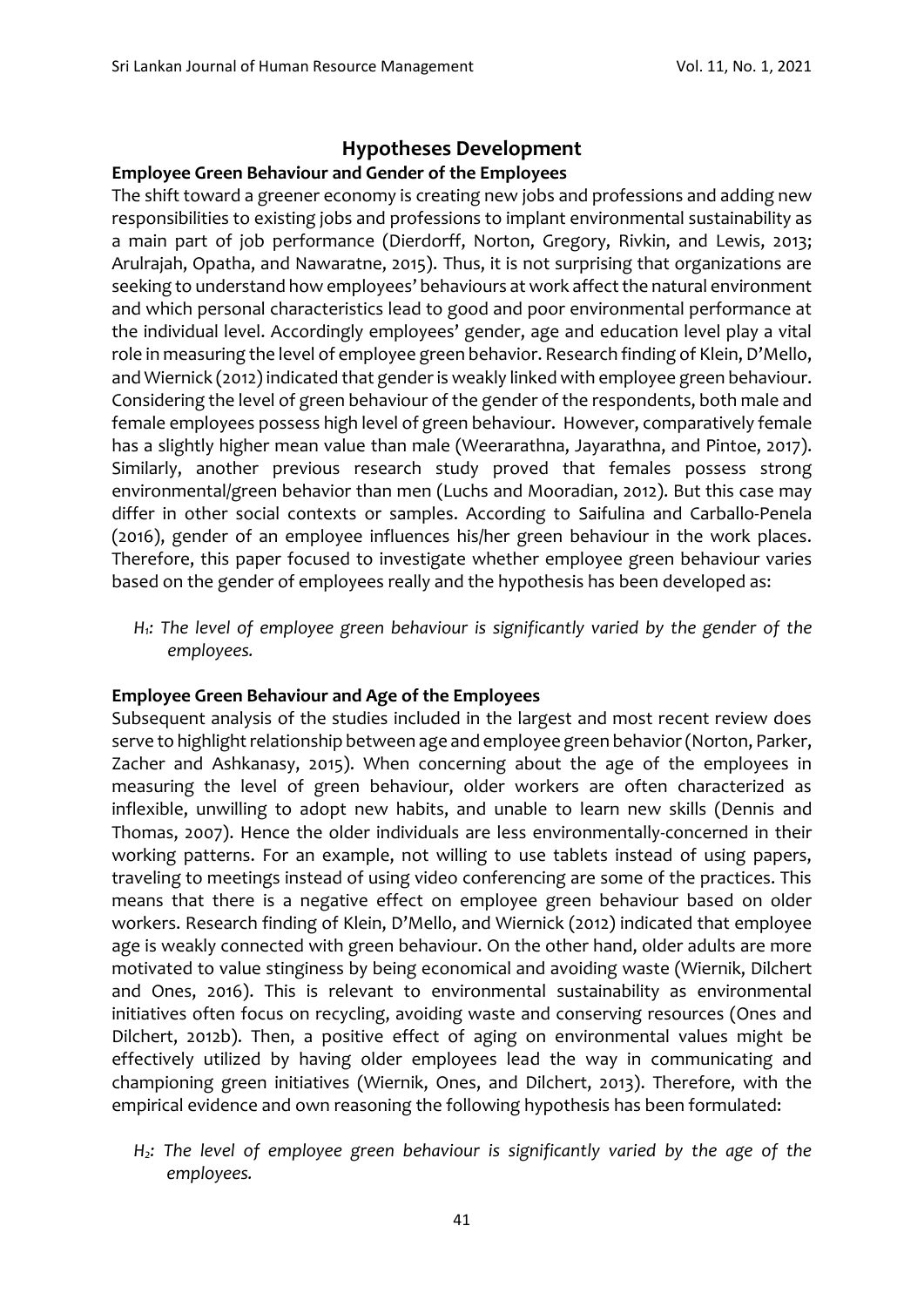## Hypotheses Development

### Employee Green Behaviour and Gender of the Employees

The shift toward a greener economy is creating new jobs and professions and adding new responsibilities to existing jobs and professions to implant environmental sustainability as a main part of job performance (Dierdorff, Norton, Gregory, Rivkin, and Lewis, 2013; Arulrajah, Opatha, and Nawaratne, 2015). Thus, it is not surprising that organizations are seeking to understand how employees' behaviours at work affect the natural environment and which personal characteristics lead to good and poor environmental performance at the individual level. Accordingly employees' gender, age and education level play a vital role in measuring the level of employee green behavior. Research finding of Klein, D'Mello, and Wiernick (2012) indicated that gender is weakly linked with employee green behaviour. Considering the level of green behaviour of the gender of the respondents, both male and female employees possess high level of green behaviour. However, comparatively female has a slightly higher mean value than male (Weerarathna, Jayarathna, and Pintoe, 2017). Similarly, another previous research study proved that females possess strong environmental/green behavior than men (Luchs and Mooradian, 2012). But this case may differ in other social contexts or samples. According to Saifulina and Carballo-Penela (2016), gender of an employee influences his/her green behaviour in the work places. Therefore, this paper focused to investigate whether employee green behaviour varies based on the gender of employees really and the hypothesis has been developed as:

*$H_1$: The level of employee green behaviour is significantly varied by the gender of the employees.*

### Employee Green Behaviour and Age of the Employees

Subsequent analysis of the studies included in the largest and most recent review does serve to highlight relationship between age and employee green behavior (Norton, Parker, Zacher and Ashkanasy, 2015). When concerning about the age of the employees in measuring the level of green behaviour, older workers are often characterized as inflexible, unwilling to adopt new habits, and unable to learn new skills (Dennis and Thomas, 2007). Hence the older individuals are less environmentally-concerned in their working patterns. For an example, not willing to use tablets instead of using papers, traveling to meetings instead of using video conferencing are some of the practices. This means that there is a negative effect on employee green behaviour based on older workers. Research finding of Klein, D'Mello, and Wiernick (2012) indicated that employee age is weakly connected with green behaviour. On the other hand, older adults are more motivated to value stinginess by being economical and avoiding waste (Wiernik, Dilchert and Ones, 2016). This is relevant to environmental sustainability as environmental initiatives often focus on recycling, avoiding waste and conserving resources (Ones and Dilchert, 2012b). Then, a positive effect of aging on environmental values might be effectively utilized by having older employees lead the way in communicating and championing green initiatives (Wiernik, Ones, and Dilchert, 2013). Therefore, with the empirical evidence and own reasoning the following hypothesis has been formulated:

*$H_2$: The level of employee green behaviour is significantly varied by the age of the employees.*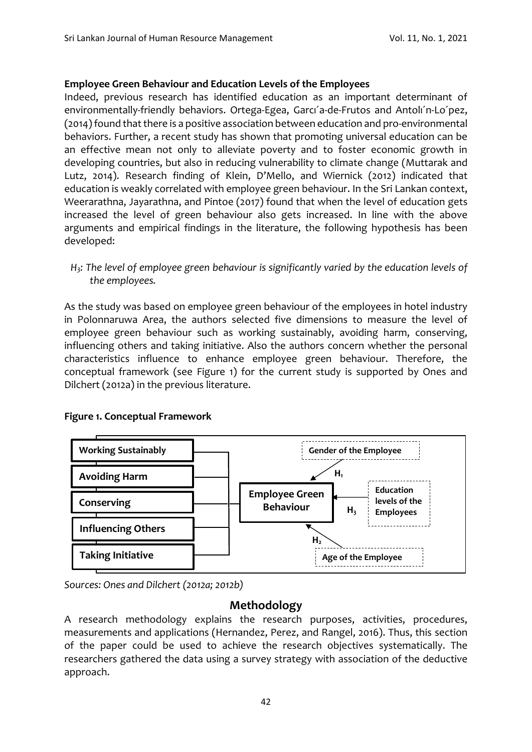### Employee Green Behaviour and Education Levels of the Employees

Indeed, previous research has identified education as an important determinant of environmentally-friendly behaviors. Ortega-Egea, Garcı´a-de-Frutos and Antolı´n-Lo´pez, (2014) found that there is a positive association between education and pro-environmental behaviors. Further, a recent study has shown that promoting universal education can be an effective mean not only to alleviate poverty and to foster economic growth in developing countries, but also in reducing vulnerability to climate change (Muttarak and Lutz, 2014). Research finding of Klein, D'Mello, and Wiernick (2012) indicated that education is weakly correlated with employee green behaviour. In the Sri Lankan context, Weerarathna, Jayarathna, and Pintoe (2017) found that when the level of education gets increased the level of green behaviour also gets increased. In line with the above arguments and empirical findings in the literature, the following hypothesis has been developed:

*$H_3$: The level of employee green behaviour is significantly varied by the education levels of the employees.*

As the study was based on employee green behaviour of the employees in hotel industry in Polonnaruwa Area, the authors selected five dimensions to measure the level of employee green behaviour such as working sustainably, avoiding harm, conserving, influencing others and taking initiative. Also the authors concern whether the personal characteristics influence to enhance employee green behaviour. Therefore, the conceptual framework (see Figure 1) for the current study is supported by Ones and Dilchert (2012a) in the previous literature.

**Figure 1. Conceptual Framework**

Working Sustainably
Avoiding Harm
Conserving
Influencing Others
Taking Initiative

Employee Green Behaviour

Gender of the Employee — $H_1$
Age of the Employee — $H_2$
Education levels of the Employees — $H_3$

*Sources: Ones and Dilchert (2012a; 2012b)*

## Methodology

A research methodology explains the research purposes, activities, procedures, measurements and applications (Hernandez, Perez, and Rangel, 2016). Thus, this section of the paper could be used to achieve the research objectives systematically. The researchers gathered the data using a survey strategy with association of the deductive approach.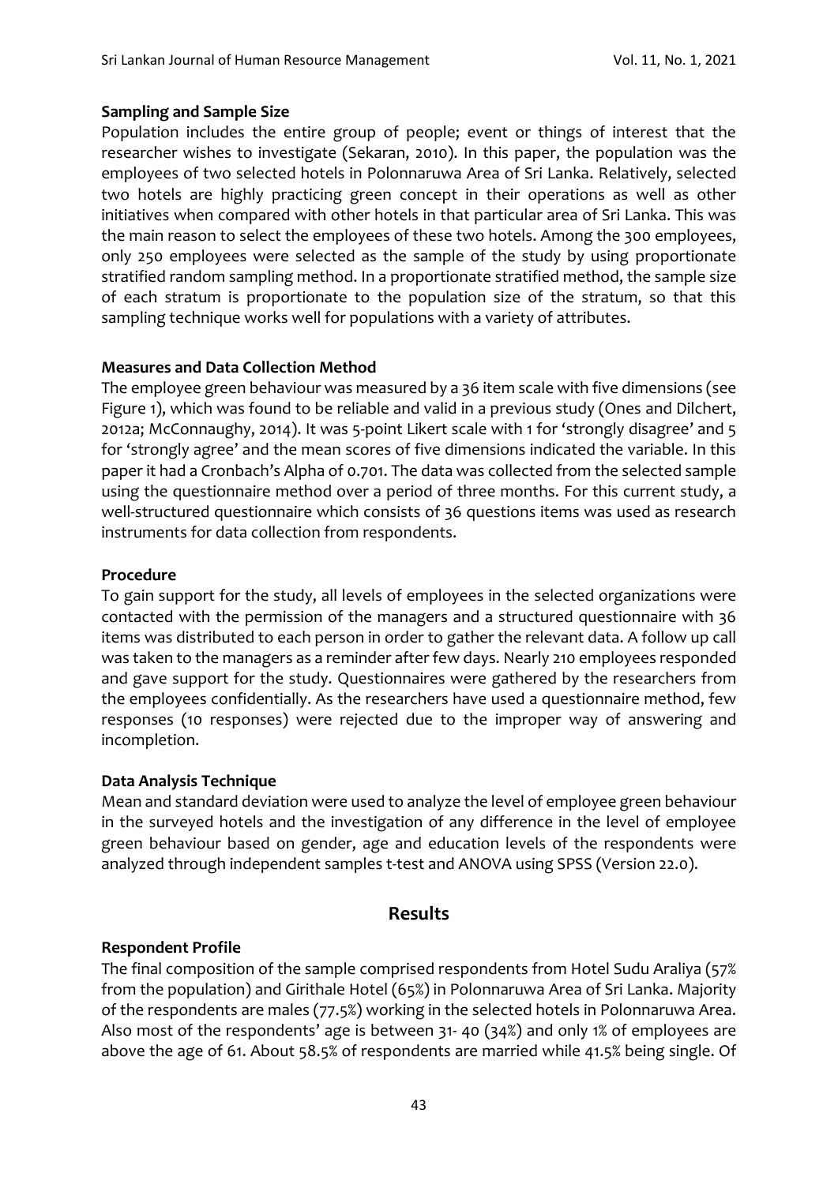### Sampling and Sample Size

Population includes the entire group of people; event or things of interest that the researcher wishes to investigate (Sekaran, 2010). In this paper, the population was the employees of two selected hotels in Polonnaruwa Area of Sri Lanka. Relatively, selected two hotels are highly practicing green concept in their operations as well as other initiatives when compared with other hotels in that particular area of Sri Lanka. This was the main reason to select the employees of these two hotels. Among the 300 employees, only 250 employees were selected as the sample of the study by using proportionate stratified random sampling method. In a proportionate stratified method, the sample size of each stratum is proportionate to the population size of the stratum, so that this sampling technique works well for populations with a variety of attributes.

### Measures and Data Collection Method

The employee green behaviour was measured by a 36 item scale with five dimensions (see Figure 1), which was found to be reliable and valid in a previous study (Ones and Dilchert, 2012a; McConnaughy, 2014). It was 5-point Likert scale with 1 for 'strongly disagree' and 5 for 'strongly agree' and the mean scores of five dimensions indicated the variable. In this paper it had a Cronbach's Alpha of 0.701. The data was collected from the selected sample using the questionnaire method over a period of three months. For this current study, a well-structured questionnaire which consists of 36 questions items was used as research instruments for data collection from respondents.

### Procedure

To gain support for the study, all levels of employees in the selected organizations were contacted with the permission of the managers and a structured questionnaire with 36 items was distributed to each person in order to gather the relevant data. A follow up call was taken to the managers as a reminder after few days. Nearly 210 employees responded and gave support for the study. Questionnaires were gathered by the researchers from the employees confidentially. As the researchers have used a questionnaire method, few responses (10 responses) were rejected due to the improper way of answering and incompletion.

### Data Analysis Technique

Mean and standard deviation were used to analyze the level of employee green behaviour in the surveyed hotels and the investigation of any difference in the level of employee green behaviour based on gender, age and education levels of the respondents were analyzed through independent samples t-test and ANOVA using SPSS (Version 22.0).

## Results

### Respondent Profile

The final composition of the sample comprised respondents from Hotel Sudu Araliya (57% from the population) and Girithale Hotel (65%) in Polonnaruwa Area of Sri Lanka. Majority of the respondents are males (77.5%) working in the selected hotels in Polonnaruwa Area. Also most of the respondents' age is between 31- 40 (34%) and only 1% of employees are above the age of 61. About 58.5% of respondents are married while 41.5% being single. Of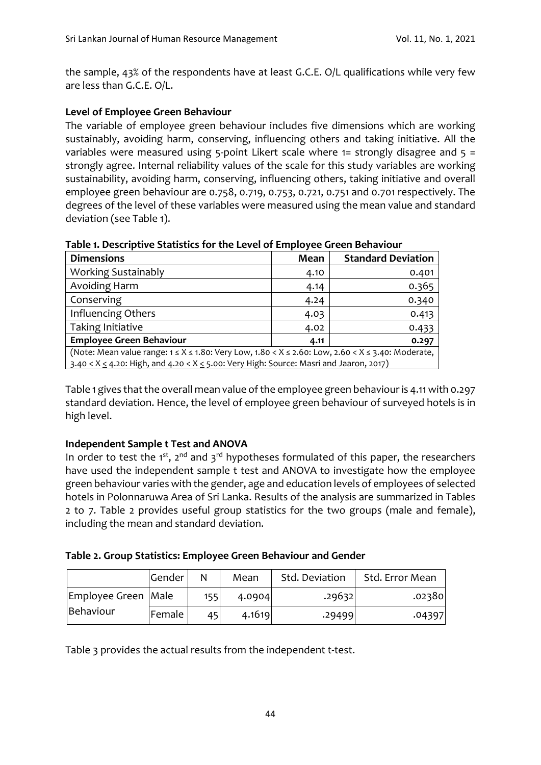the sample, 43% of the respondents have at least G.C.E. O/L qualifications while very few are less than G.C.E. O/L.

**Level of Employee Green Behaviour**

The variable of employee green behaviour includes five dimensions which are working sustainably, avoiding harm, conserving, influencing others and taking initiative. All the variables were measured using 5-point Likert scale where 1= strongly disagree and 5 = strongly agree. Internal reliability values of the scale for this study variables are working sustainability, avoiding harm, conserving, influencing others, taking initiative and overall employee green behaviour are 0.758, 0.719, 0.753, 0.721, 0.751 and 0.701 respectively. The degrees of the level of these variables were measured using the mean value and standard deviation (see Table 1).

**Table 1. Descriptive Statistics for the Level of Employee Green Behaviour**

| Dimensions | Mean | Standard Deviation |
|---|---|---|
| Working Sustainably | 4.10 | 0.401 |
| Avoiding Harm | 4.14 | 0.365 |
| Conserving | 4.24 | 0.340 |
| Influencing Others | 4.03 | 0.413 |
| Taking Initiative | 4.02 | 0.433 |
| **Employee Green Behaviour** | **4.11** | **0.297** |

(Note: Mean value range: $1 \leq X \leq 1.80$: Very Low, $1.80 < X \leq 2.60$: Low, $2.60 < X \leq 3.40$: Moderate, $3.40 < X \leq 4.20$: High, and $4.20 < X \leq 5.00$: Very High: Source: Masri and Jaaron, 2017)

Table 1 gives that the overall mean value of the employee green behaviour is 4.11 with 0.297 standard deviation. Hence, the level of employee green behaviour of surveyed hotels is in high level.

**Independent Sample t Test and ANOVA**

In order to test the 1st, 2nd and 3rd hypotheses formulated of this paper, the researchers have used the independent sample t test and ANOVA to investigate how the employee green behaviour varies with the gender, age and education levels of employees of selected hotels in Polonnaruwa Area of Sri Lanka. Results of the analysis are summarized in Tables 2 to 7. Table 2 provides useful group statistics for the two groups (male and female), including the mean and standard deviation.

**Table 2. Group Statistics: Employee Green Behaviour and Gender**

| | Gender | N | Mean | Std. Deviation | Std. Error Mean |
|---|---|---|---|---|---|
| Employee Green Behaviour | Male | 155 | 4.0904 | .29632 | .02380 |
| | Female | 45 | 4.1619 | .29499 | .04397 |

Table 3 provides the actual results from the independent t-test.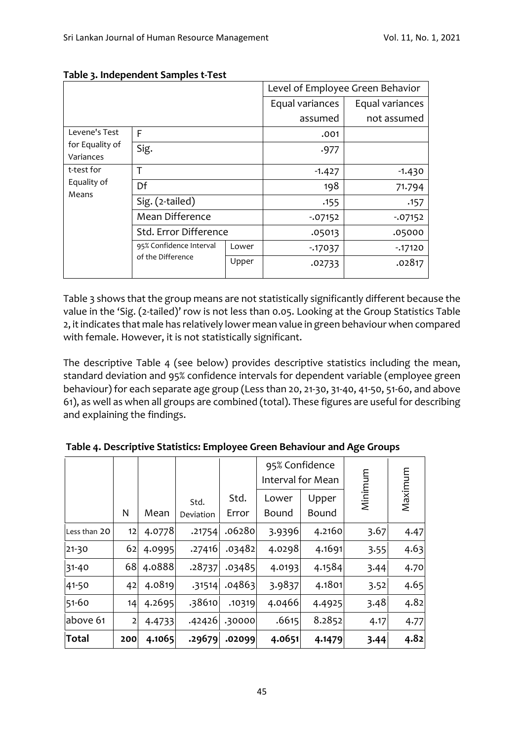**Table 3. Independent Samples t-Test**

| | | | Level of Employee Green Behavior | |
|---|---|---|---|---|
| | | | Equal variances assumed | Equal variances not assumed |
| Levene's Test for Equality of Variances | F | | .001 | |
| | Sig. | | .977 | |
| t-test for Equality of Means | T | | -1.427 | -1.430 |
| | Df | | 198 | 71.794 |
| | Sig. (2-tailed) | | .155 | .157 |
| | Mean Difference | | -.07152 | -.07152 |
| | Std. Error Difference | | .05013 | .05000 |
| | 95% Confidence Interval of the Difference | Lower | -.17037 | -.17120 |
| | | Upper | .02733 | .02817 |

Table 3 shows that the group means are not statistically significantly different because the value in the 'Sig. (2-tailed)' row is not less than 0.05. Looking at the Group Statistics Table 2, it indicates that male has relatively lower mean value in green behaviour when compared with female. However, it is not statistically significant.

The descriptive Table 4 (see below) provides descriptive statistics including the mean, standard deviation and 95% confidence intervals for dependent variable (employee green behaviour) for each separate age group (Less than 20, 21-30, 31-40, 41-50, 51-60, and above 61), as well as when all groups are combined (total). These figures are useful for describing and explaining the findings.

**Table 4. Descriptive Statistics: Employee Green Behaviour and Age Groups**

| | N | Mean | Std. Deviation | Std. Error | 95% Confidence Interval for Mean Lower Bound | 95% Confidence Interval for Mean Upper Bound | Minimum | Maximum |
|---|---|---|---|---|---|---|---|---|
| Less than 20 | 12 | 4.0778 | .21754 | .06280 | 3.9396 | 4.2160 | 3.67 | 4.47 |
| 21-30 | 62 | 4.0995 | .27416 | .03482 | 4.0298 | 4.1691 | 3.55 | 4.63 |
| 31-40 | 68 | 4.0888 | .28737 | .03485 | 4.0193 | 4.1584 | 3.44 | 4.70 |
| 41-50 | 42 | 4.0819 | .31514 | .04863 | 3.9837 | 4.1801 | 3.52 | 4.65 |
| 51-60 | 14 | 4.2695 | .38610 | .10319 | 4.0466 | 4.4925 | 3.48 | 4.82 |
| above 61 | 2 | 4.4733 | .42426 | .30000 | .6615 | 8.2852 | 4.17 | 4.77 |
| **Total** | **200** | **4.1065** | **.29679** | **.02099** | **4.0651** | **4.1479** | **3.44** | **4.82** |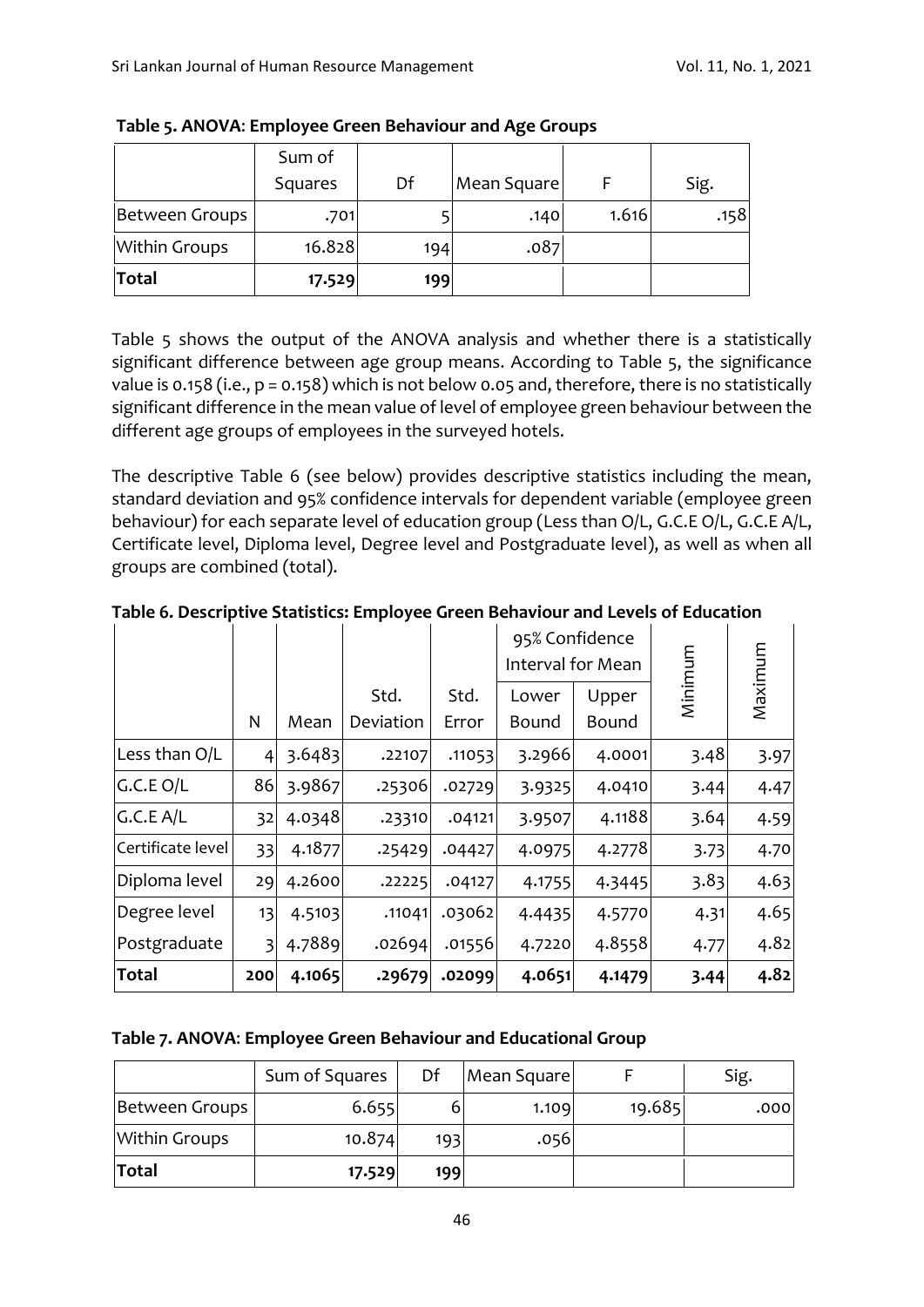**Table 5. ANOVA: Employee Green Behaviour and Age Groups**

| | Sum of Squares | Df | Mean Square | F | Sig. |
|---|---|---|---|---|---|
| Between Groups | .701 | 5 | .140 | 1.616 | .158 |
| Within Groups | 16.828 | 194 | .087 | | |
| **Total** | **17.529** | **199** | | | |

Table 5 shows the output of the ANOVA analysis and whether there is a statistically significant difference between age group means. According to Table 5, the significance value is 0.158 (i.e., $p = 0.158$) which is not below 0.05 and, therefore, there is no statistically significant difference in the mean value of level of employee green behaviour between the different age groups of employees in the surveyed hotels.

The descriptive Table 6 (see below) provides descriptive statistics including the mean, standard deviation and 95% confidence intervals for dependent variable (employee green behaviour) for each separate level of education group (Less than O/L, G.C.E O/L, G.C.E A/L, Certificate level, Diploma level, Degree level and Postgraduate level), as well as when all groups are combined (total).

**Table 6. Descriptive Statistics: Employee Green Behaviour and Levels of Education**

| | N | Mean | Std. Deviation | Std. Error | 95% Confidence Interval for Mean Lower Bound | 95% Confidence Interval for Mean Upper Bound | Minimum | Maximum |
|---|---|---|---|---|---|---|---|---|
| Less than O/L | 4 | 3.6483 | .22107 | .11053 | 3.2966 | 4.0001 | 3.48 | 3.97 |
| G.C.E O/L | 86 | 3.9867 | .25306 | .02729 | 3.9325 | 4.0410 | 3.44 | 4.47 |
| G.C.E A/L | 32 | 4.0348 | .23310 | .04121 | 3.9507 | 4.1188 | 3.64 | 4.59 |
| Certificate level | 33 | 4.1877 | .25429 | .04427 | 4.0975 | 4.2778 | 3.73 | 4.70 |
| Diploma level | 29 | 4.2600 | .22225 | .04127 | 4.1755 | 4.3445 | 3.83 | 4.63 |
| Degree level | 13 | 4.5103 | .11041 | .03062 | 4.4435 | 4.5770 | 4.31 | 4.65 |
| Postgraduate | 3 | 4.7889 | .02694 | .01556 | 4.7220 | 4.8558 | 4.77 | 4.82 |
| **Total** | **200** | **4.1065** | **.29679** | **.02099** | **4.0651** | **4.1479** | **3.44** | **4.82** |

**Table 7. ANOVA: Employee Green Behaviour and Educational Group**

| | Sum of Squares | Df | Mean Square | F | Sig. |
|---|---|---|---|---|---|
| Between Groups | 6.655 | 6 | 1.109 | 19.685 | .000 |
| Within Groups | 10.874 | 193 | .056 | | |
| **Total** | **17.529** | **199** | | | |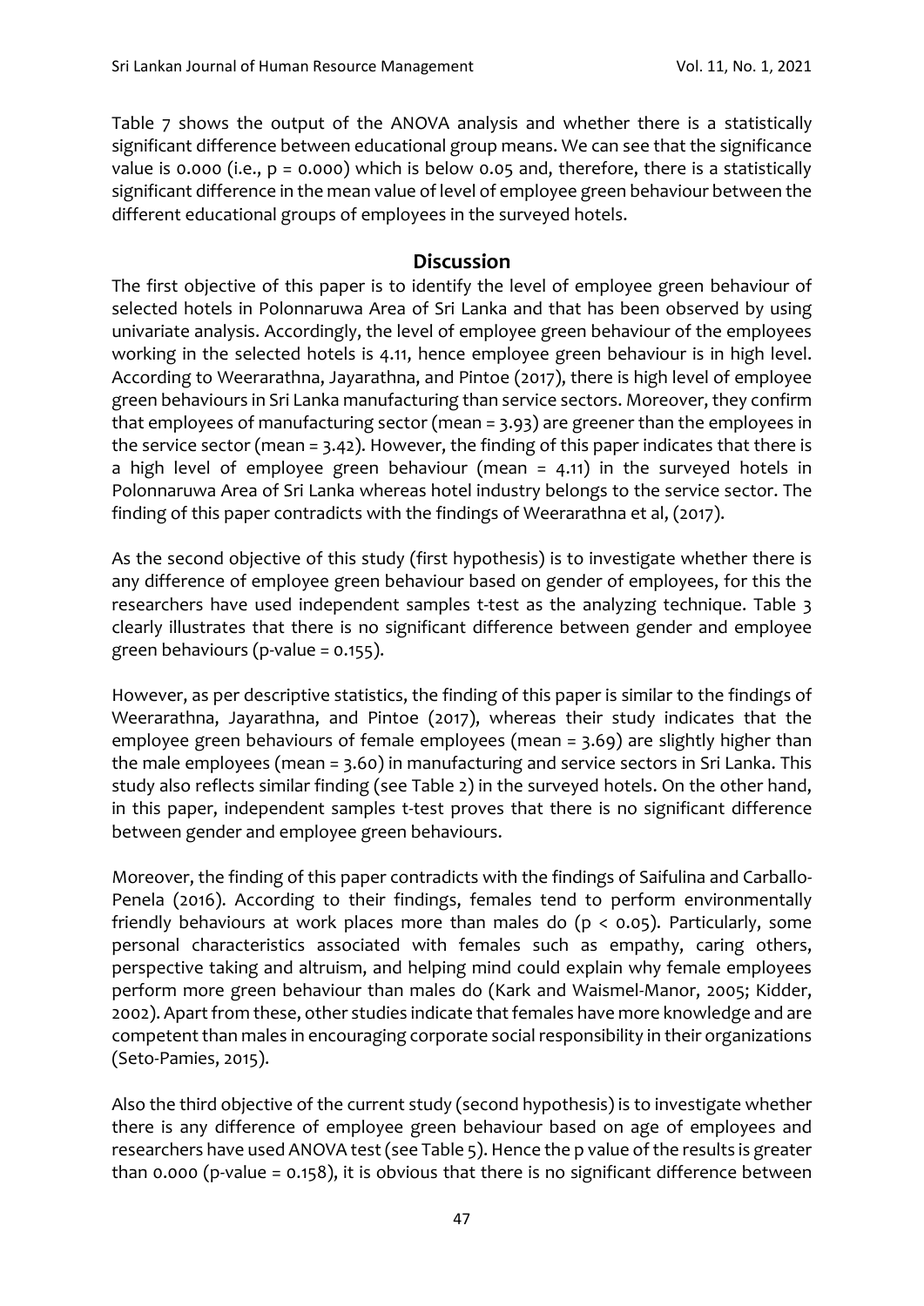Table 7 shows the output of the ANOVA analysis and whether there is a statistically significant difference between educational group means. We can see that the significance value is 0.000 (i.e., $p = 0.000$) which is below 0.05 and, therefore, there is a statistically significant difference in the mean value of level of employee green behaviour between the different educational groups of employees in the surveyed hotels.

## Discussion

The first objective of this paper is to identify the level of employee green behaviour of selected hotels in Polonnaruwa Area of Sri Lanka and that has been observed by using univariate analysis. Accordingly, the level of employee green behaviour of the employees working in the selected hotels is 4.11, hence employee green behaviour is in high level. According to Weerarathna, Jayarathna, and Pintoe (2017), there is high level of employee green behaviours in Sri Lanka manufacturing than service sectors. Moreover, they confirm that employees of manufacturing sector (mean = 3.93) are greener than the employees in the service sector (mean = 3.42). However, the finding of this paper indicates that there is a high level of employee green behaviour (mean = 4.11) in the surveyed hotels in Polonnaruwa Area of Sri Lanka whereas hotel industry belongs to the service sector. The finding of this paper contradicts with the findings of Weerarathna et al, (2017).

As the second objective of this study (first hypothesis) is to investigate whether there is any difference of employee green behaviour based on gender of employees, for this the researchers have used independent samples t-test as the analyzing technique. Table 3 clearly illustrates that there is no significant difference between gender and employee green behaviours (p-value = 0.155).

However, as per descriptive statistics, the finding of this paper is similar to the findings of Weerarathna, Jayarathna, and Pintoe (2017), whereas their study indicates that the employee green behaviours of female employees (mean = 3.69) are slightly higher than the male employees (mean = 3.60) in manufacturing and service sectors in Sri Lanka. This study also reflects similar finding (see Table 2) in the surveyed hotels. On the other hand, in this paper, independent samples t-test proves that there is no significant difference between gender and employee green behaviours.

Moreover, the finding of this paper contradicts with the findings of Saifulina and Carballo-Penela (2016). According to their findings, females tend to perform environmentally friendly behaviours at work places more than males do ($p < 0.05$). Particularly, some personal characteristics associated with females such as empathy, caring others, perspective taking and altruism, and helping mind could explain why female employees perform more green behaviour than males do (Kark and Waismel-Manor, 2005; Kidder, 2002). Apart from these, other studies indicate that females have more knowledge and are competent than males in encouraging corporate social responsibility in their organizations (Seto-Pamies, 2015).

Also the third objective of the current study (second hypothesis) is to investigate whether there is any difference of employee green behaviour based on age of employees and researchers have used ANOVA test (see Table 5). Hence the p value of the results is greater than 0.000 (p-value = 0.158), it is obvious that there is no significant difference between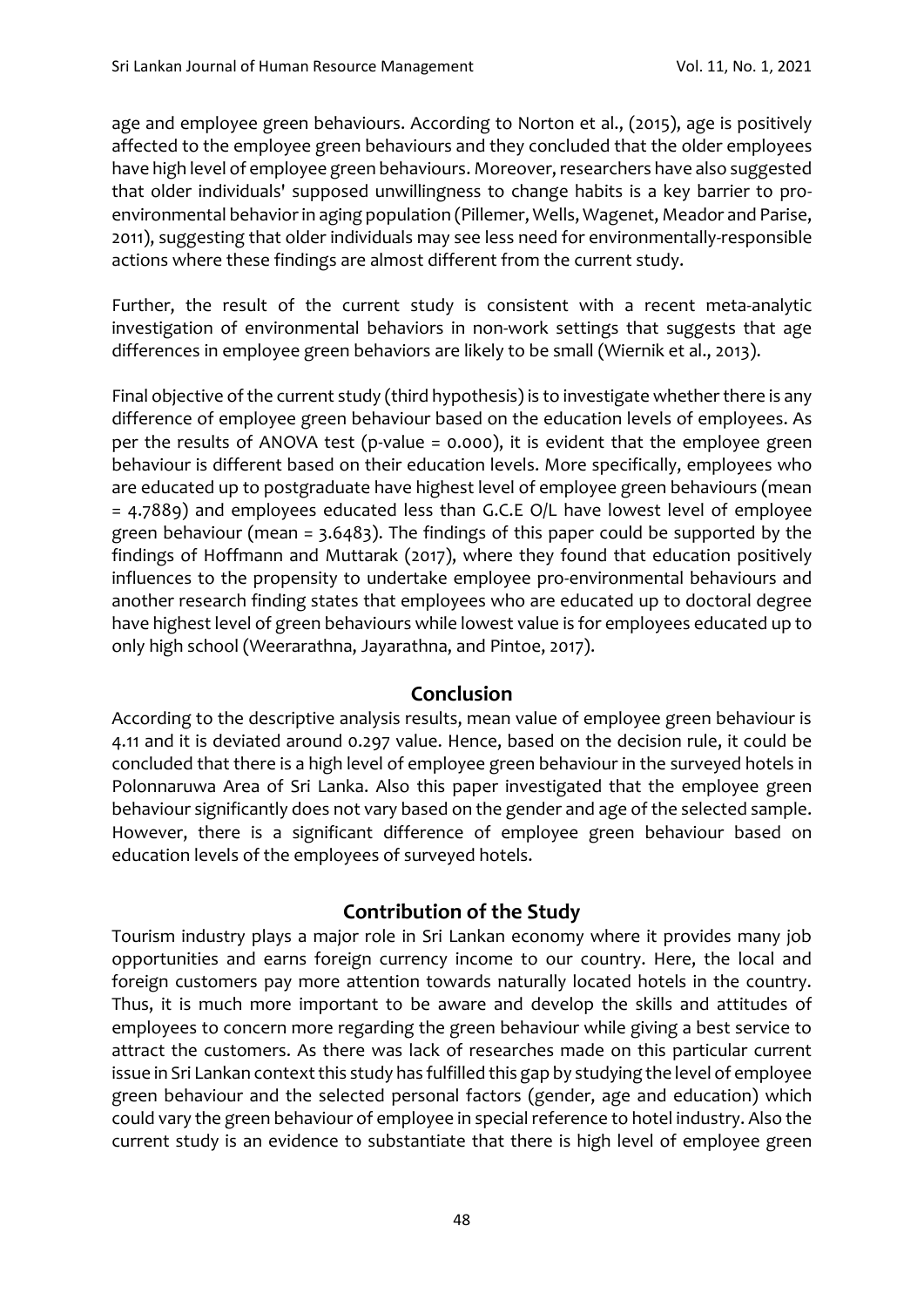age and employee green behaviours. According to Norton et al., (2015), age is positively affected to the employee green behaviours and they concluded that the older employees have high level of employee green behaviours. Moreover, researchers have also suggested that older individuals' supposed unwillingness to change habits is a key barrier to pro-environmental behavior in aging population (Pillemer, Wells, Wagenet, Meador and Parise, 2011), suggesting that older individuals may see less need for environmentally-responsible actions where these findings are almost different from the current study.

Further, the result of the current study is consistent with a recent meta-analytic investigation of environmental behaviors in non-work settings that suggests that age differences in employee green behaviors are likely to be small (Wiernik et al., 2013).

Final objective of the current study (third hypothesis) is to investigate whether there is any difference of employee green behaviour based on the education levels of employees. As per the results of ANOVA test (p-value = 0.000), it is evident that the employee green behaviour is different based on their education levels. More specifically, employees who are educated up to postgraduate have highest level of employee green behaviours (mean = 4.7889) and employees educated less than G.C.E O/L have lowest level of employee green behaviour (mean = 3.6483). The findings of this paper could be supported by the findings of Hoffmann and Muttarak (2017), where they found that education positively influences to the propensity to undertake employee pro-environmental behaviours and another research finding states that employees who are educated up to doctoral degree have highest level of green behaviours while lowest value is for employees educated up to only high school (Weerarathna, Jayarathna, and Pintoe, 2017).

## Conclusion

According to the descriptive analysis results, mean value of employee green behaviour is 4.11 and it is deviated around 0.297 value. Hence, based on the decision rule, it could be concluded that there is a high level of employee green behaviour in the surveyed hotels in Polonnaruwa Area of Sri Lanka. Also this paper investigated that the employee green behaviour significantly does not vary based on the gender and age of the selected sample. However, there is a significant difference of employee green behaviour based on education levels of the employees of surveyed hotels.

## Contribution of the Study

Tourism industry plays a major role in Sri Lankan economy where it provides many job opportunities and earns foreign currency income to our country. Here, the local and foreign customers pay more attention towards naturally located hotels in the country. Thus, it is much more important to be aware and develop the skills and attitudes of employees to concern more regarding the green behaviour while giving a best service to attract the customers. As there was lack of researches made on this particular current issue in Sri Lankan context this study has fulfilled this gap by studying the level of employee green behaviour and the selected personal factors (gender, age and education) which could vary the green behaviour of employee in special reference to hotel industry. Also the current study is an evidence to substantiate that there is high level of employee green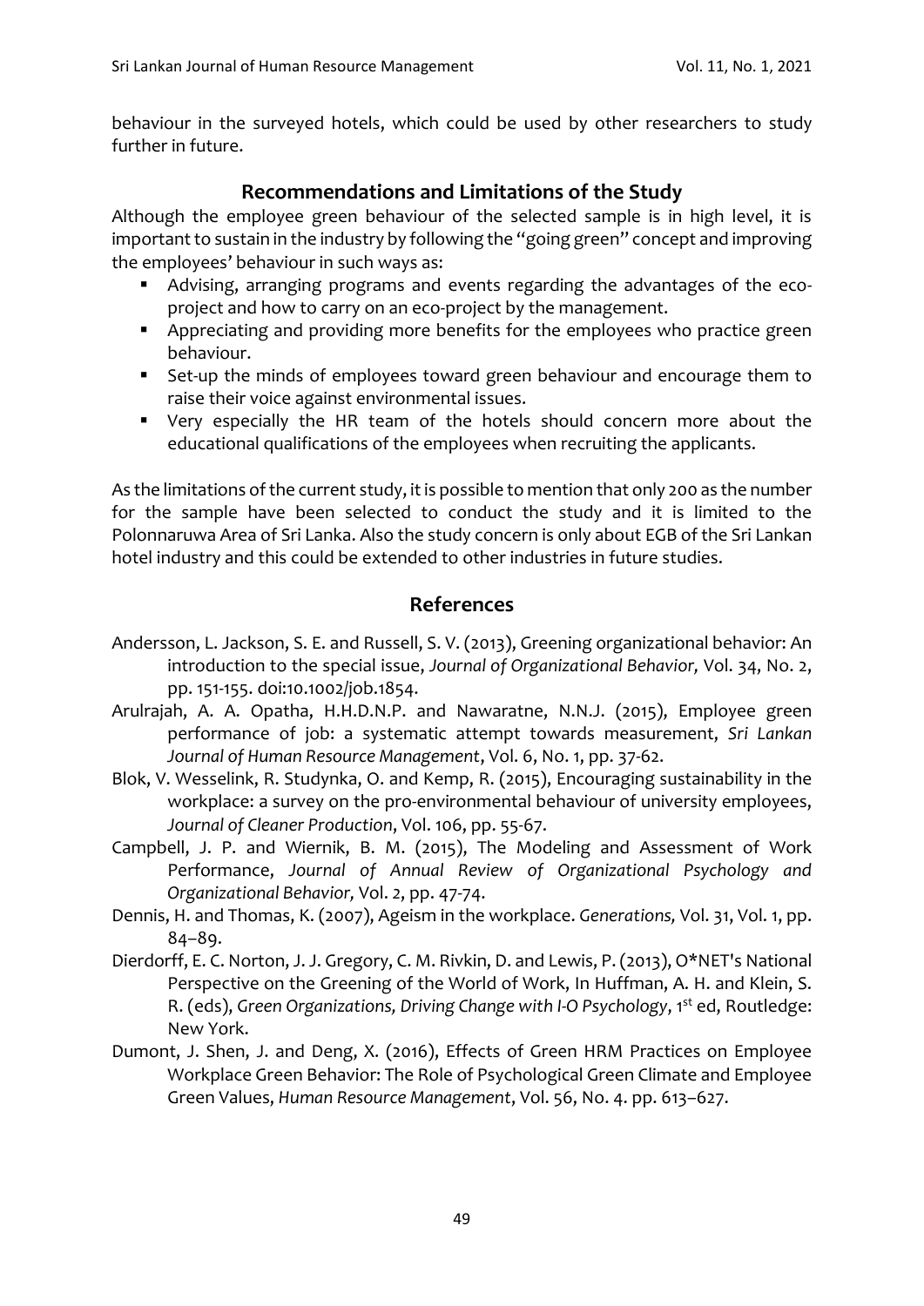behaviour in the surveyed hotels, which could be used by other researchers to study further in future.

## Recommendations and Limitations of the Study

Although the employee green behaviour of the selected sample is in high level, it is important to sustain in the industry by following the "going green" concept and improving the employees' behaviour in such ways as:

- Advising, arranging programs and events regarding the advantages of the eco-project and how to carry on an eco-project by the management.
- Appreciating and providing more benefits for the employees who practice green behaviour.
- Set-up the minds of employees toward green behaviour and encourage them to raise their voice against environmental issues.
- Very especially the HR team of the hotels should concern more about the educational qualifications of the employees when recruiting the applicants.

As the limitations of the current study, it is possible to mention that only 200 as the number for the sample have been selected to conduct the study and it is limited to the Polonnaruwa Area of Sri Lanka. Also the study concern is only about EGB of the Sri Lankan hotel industry and this could be extended to other industries in future studies.

## References

Andersson, L. Jackson, S. E. and Russell, S. V. (2013), Greening organizational behavior: An introduction to the special issue, *Journal of Organizational Behavior,* Vol. 34, No. 2, pp. 151-155. doi:10.1002/job.1854.

Arulrajah, A. A. Opatha, H.H.D.N.P. and Nawaratne, N.N.J. (2015), Employee green performance of job: a systematic attempt towards measurement, *Sri Lankan Journal of Human Resource Management*, Vol. 6, No. 1, pp. 37-62.

Blok, V. Wesselink, R. Studynka, O. and Kemp, R. (2015), Encouraging sustainability in the workplace: a survey on the pro-environmental behaviour of university employees, *Journal of Cleaner Production*, Vol. 106, pp. 55-67.

Campbell, J. P. and Wiernik, B. M. (2015), The Modeling and Assessment of Work Performance, *Journal of Annual Review of Organizational Psychology and Organizational Behavior,* Vol. 2, pp. 47-74.

Dennis, H. and Thomas, K. (2007), Ageism in the workplace. *Generations,* Vol. 31, Vol. 1, pp. 84–89.

Dierdorff, E. C. Norton, J. J. Gregory, C. M. Rivkin, D. and Lewis, P. (2013), O*NET's National Perspective on the Greening of the World of Work, In Huffman, A. H. and Klein, S. R. (eds), *Green Organizations, Driving Change with I-O Psychology*, 1st ed, Routledge: New York.

Dumont, J. Shen, J. and Deng, X. (2016), Effects of Green HRM Practices on Employee Workplace Green Behavior: The Role of Psychological Green Climate and Employee Green Values, *Human Resource Management*, Vol. 56, No. 4. pp. 613–627.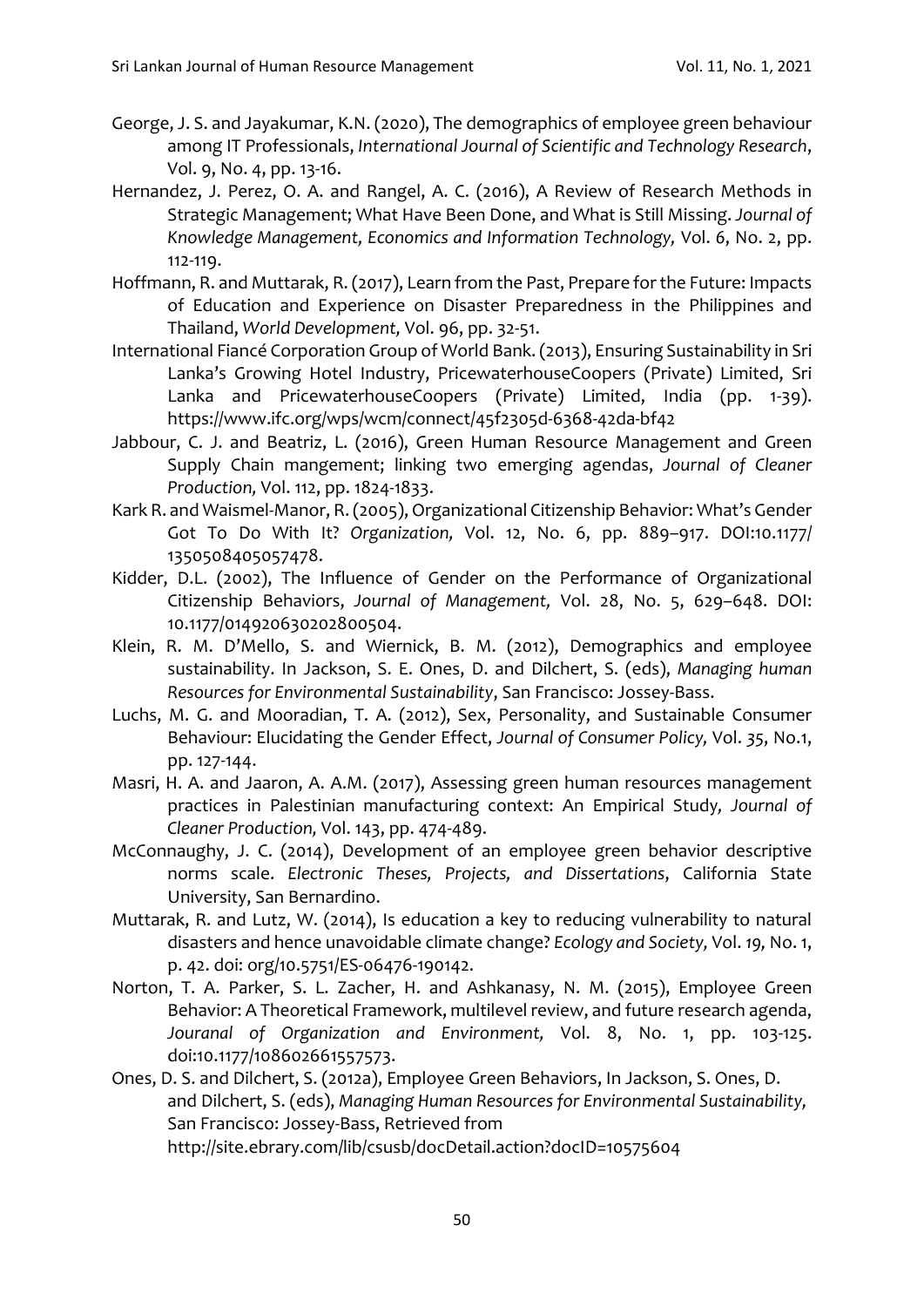George, J. S. and Jayakumar, K.N. (2020), The demographics of employee green behaviour among IT Professionals, *International Journal of Scientific and Technology Research*, Vol. 9, No. 4, pp. 13-16.

Hernandez, J. Perez, O. A. and Rangel, A. C. (2016), A Review of Research Methods in Strategic Management; What Have Been Done, and What is Still Missing. *Journal of Knowledge Management, Economics and Information Technology,* Vol. 6, No. 2, pp. 112-119.

Hoffmann, R. and Muttarak, R. (2017), Learn from the Past, Prepare for the Future: Impacts of Education and Experience on Disaster Preparedness in the Philippines and Thailand, *World Development,* Vol. 96, pp. 32-51.

International Fiancé Corporation Group of World Bank. (2013), Ensuring Sustainability in Sri Lanka's Growing Hotel Industry, PricewaterhouseCoopers (Private) Limited, Sri Lanka and PricewaterhouseCoopers (Private) Limited, India (pp. 1-39). https://www.ifc.org/wps/wcm/connect/45f2305d-6368-42da-bf42

Jabbour, C. J. and Beatriz, L. (2016), Green Human Resource Management and Green Supply Chain mangement; linking two emerging agendas, *Journal of Cleaner Production,* Vol. 112, pp. 1824-1833.

Kark R. and Waismel-Manor, R. (2005), Organizational Citizenship Behavior: What's Gender Got To Do With It? *Organization,* Vol. 12, No. 6, pp. 889–917. DOI:10.1177/1350508405057478.

Kidder, D.L. (2002), The Influence of Gender on the Performance of Organizational Citizenship Behaviors, *Journal of Management,* Vol. 28, No. 5, 629–648. DOI: 10.1177/014920630202800504.

Klein, R. M. D'Mello, S. and Wiernick, B. M. (2012), Demographics and employee sustainability. In Jackson, S. E. Ones, D. and Dilchert, S. (eds), *Managing human Resources for Environmental Sustainability*, San Francisco: Jossey-Bass.

Luchs, M. G. and Mooradian, T. A. (2012), Sex, Personality, and Sustainable Consumer Behaviour: Elucidating the Gender Effect, *Journal of Consumer Policy,* Vol. *35*, No.1, pp. 127-144.

Masri, H. A. and Jaaron, A. A.M. (2017), Assessing green human resources management practices in Palestinian manufacturing context: An Empirical Study*, Journal of Cleaner Production,* Vol. 143, pp. 474-489.

McConnaughy, J. C. (2014), Development of an employee green behavior descriptive norms scale. *Electronic Theses, Projects, and Dissertations*, California State University, San Bernardino.

Muttarak, R. and Lutz, W. (2014), Is education a key to reducing vulnerability to natural disasters and hence unavoidable climate change? *Ecology and Society,* Vol. *19,* No. 1, p. 42. doi: org/10.5751/ES-06476-190142.

Norton, T. A. Parker, S. L. Zacher, H. and Ashkanasy, N. M. (2015), Employee Green Behavior: A Theoretical Framework, multilevel review, and future research agenda, *Jouranal of Organization and Environment,* Vol. 8, No. 1, pp. 103-125. doi:10.1177/108602661557573.

Ones, D. S. and Dilchert, S. (2012a), Employee Green Behaviors, In Jackson, S. Ones, D. and Dilchert, S. (eds), *Managing Human Resources for Environmental Sustainability,* San Francisco: Jossey-Bass, Retrieved from http://site.ebrary.com/lib/csusb/docDetail.action?docID=10575604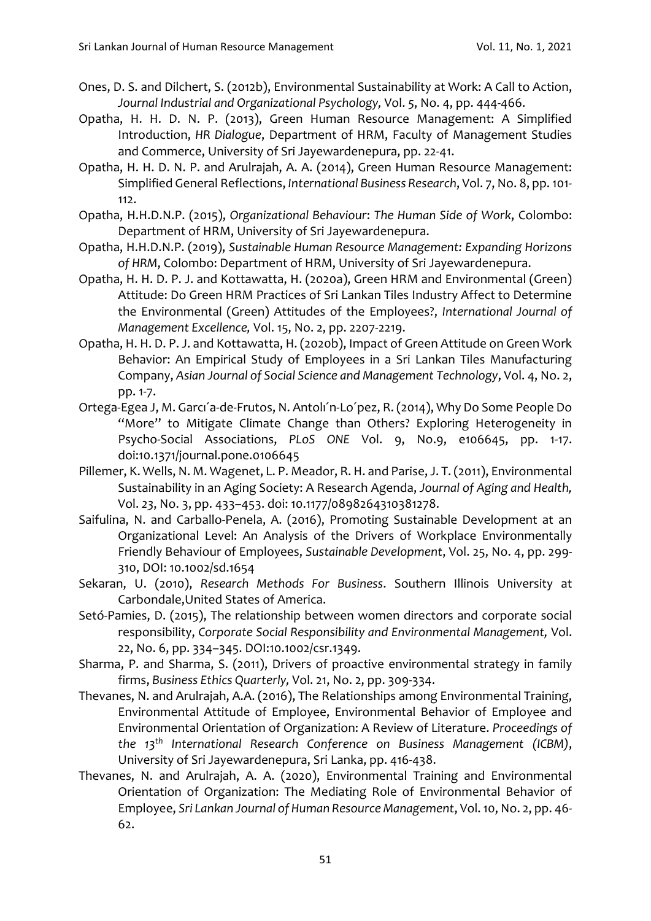Ones, D. S. and Dilchert, S. (2012b), Environmental Sustainability at Work: A Call to Action, *Journal Industrial and Organizational Psychology,* Vol. 5, No. 4, pp. 444-466.

Opatha, H. H. D. N. P. (2013), Green Human Resource Management: A Simplified Introduction, *HR Dialogue*, Department of HRM, Faculty of Management Studies and Commerce, University of Sri Jayewardenepura, pp. 22-41.

Opatha, H. H. D. N. P. and Arulrajah, A. A. (2014), Green Human Resource Management: Simplified General Reflections, *International Business Research*, Vol. 7, No. 8, pp. 101-112.

Opatha, H.H.D.N.P. (2015), *Organizational Behaviour: The Human Side of Work*, Colombo: Department of HRM, University of Sri Jayewardenepura.

Opatha, H.H.D.N.P. (2019), *Sustainable Human Resource Management: Expanding Horizons of HRM*, Colombo: Department of HRM, University of Sri Jayewardenepura.

Opatha, H. H. D. P. J. and Kottawatta, H. (2020a), Green HRM and Environmental (Green) Attitude: Do Green HRM Practices of Sri Lankan Tiles Industry Affect to Determine the Environmental (Green) Attitudes of the Employees?, *International Journal of Management Excellence,* Vol. 15, No. 2, pp. 2207-2219.

Opatha, H. H. D. P. J. and Kottawatta, H. (2020b), Impact of Green Attitude on Green Work Behavior: An Empirical Study of Employees in a Sri Lankan Tiles Manufacturing Company, *Asian Journal of Social Science and Management Technology*, Vol. 4, No. 2, pp. 1-7.

Ortega-Egea J, M. Garcı´a-de-Frutos, N. Antolı´n-Lo´pez, R. (2014), Why Do Some People Do "More" to Mitigate Climate Change than Others? Exploring Heterogeneity in Psycho-Social Associations, *PLoS ONE* Vol. 9, No.9, e106645, pp. 1-17. doi:10.1371/journal.pone.0106645

Pillemer, K. Wells, N. M. Wagenet, L. P. Meador, R. H. and Parise, J. T. (2011), Environmental Sustainability in an Aging Society: A Research Agenda, *Journal of Aging and Health,* Vol. 23, No. 3, pp. 433–453. doi: 10.1177/0898264310381278.

Saifulina, N. and Carballo-Penela, A. (2016), Promoting Sustainable Development at an Organizational Level: An Analysis of the Drivers of Workplace Environmentally Friendly Behaviour of Employees, *Sustainable Development*, Vol. 25, No. 4, pp. 299-310, DOI: 10.1002/sd.1654

Sekaran, U. (2010), *Research Methods For Business*. Southern Illinois University at Carbondale,United States of America.

Setó-Pamies, D. (2015), The relationship between women directors and corporate social responsibility, *Corporate Social Responsibility and Environmental Management,* Vol. 22, No. 6, pp. 334–345. DOI:10.1002/csr.1349.

Sharma, P. and Sharma, S. (2011), Drivers of proactive environmental strategy in family firms, *Business Ethics Quarterly,* Vol. 21, No. 2, pp. 309-334.

Thevanes, N. and Arulrajah, A.A. (2016), The Relationships among Environmental Training, Environmental Attitude of Employee, Environmental Behavior of Employee and Environmental Orientation of Organization: A Review of Literature. *Proceedings of the 13th International Research Conference on Business Management (ICBM)*, University of Sri Jayewardenepura, Sri Lanka, pp. 416-438.

Thevanes, N. and Arulrajah, A. A. (2020), Environmental Training and Environmental Orientation of Organization: The Mediating Role of Environmental Behavior of Employee, *Sri Lankan Journal of Human Resource Management*, Vol. 10, No. 2, pp. 46-62.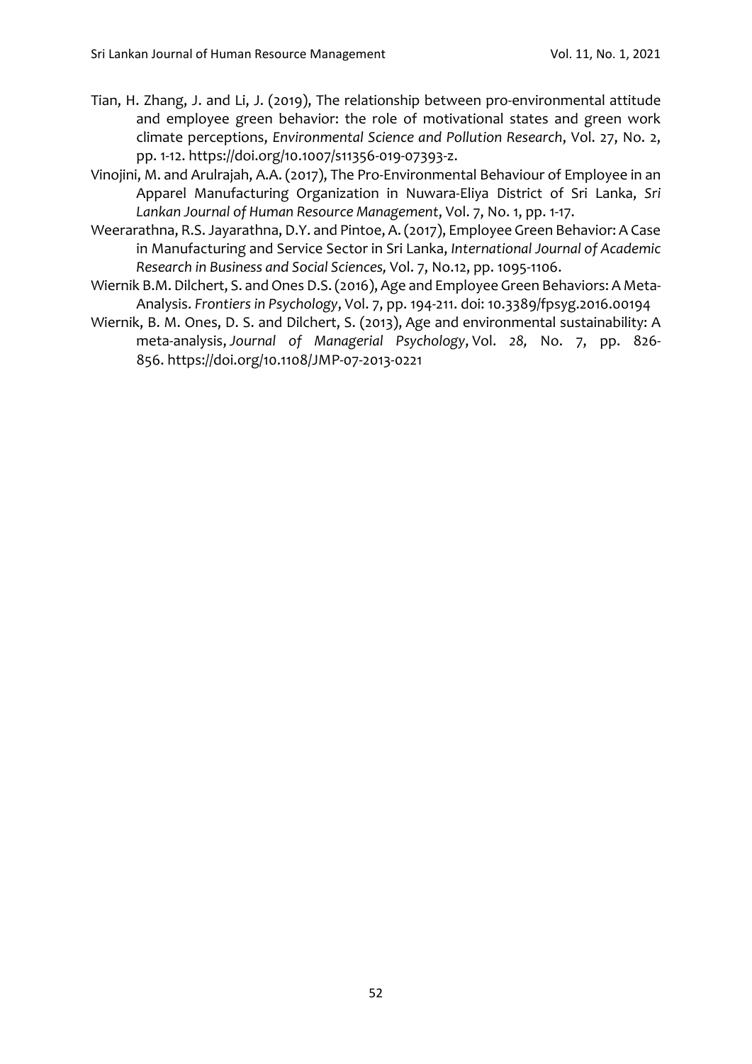Tian, H. Zhang, J. and Li, J. (2019), The relationship between pro-environmental attitude and employee green behavior: the role of motivational states and green work climate perceptions, *Environmental Science and Pollution Research*, Vol. 27, No. 2, pp. 1-12. https://doi.org/10.1007/s11356-019-07393-z.

Vinojini, M. and Arulrajah, A.A. (2017), The Pro-Environmental Behaviour of Employee in an Apparel Manufacturing Organization in Nuwara-Eliya District of Sri Lanka, *Sri Lankan Journal of Human Resource Management*, Vol. 7, No. 1, pp. 1-17.

Weerarathna, R.S. Jayarathna, D.Y. and Pintoe, A. (2017), Employee Green Behavior: A Case in Manufacturing and Service Sector in Sri Lanka, *International Journal of Academic Research in Business and Social Sciences,* Vol. 7, No.12, pp. 1095-1106.

Wiernik B.M. Dilchert, S. and Ones D.S. (2016), Age and Employee Green Behaviors: A Meta-Analysis. *Frontiers in Psychology*, Vol. 7, pp. 194-211. doi: 10.3389/fpsyg.2016.00194

Wiernik, B. M. Ones, D. S. and Dilchert, S. (2013), Age and environmental sustainability: A meta-analysis, *Journal of Managerial Psychology*, Vol. *28,* No. 7, pp. 826-856. https://doi.org/10.1108/JMP-07-2013-0221